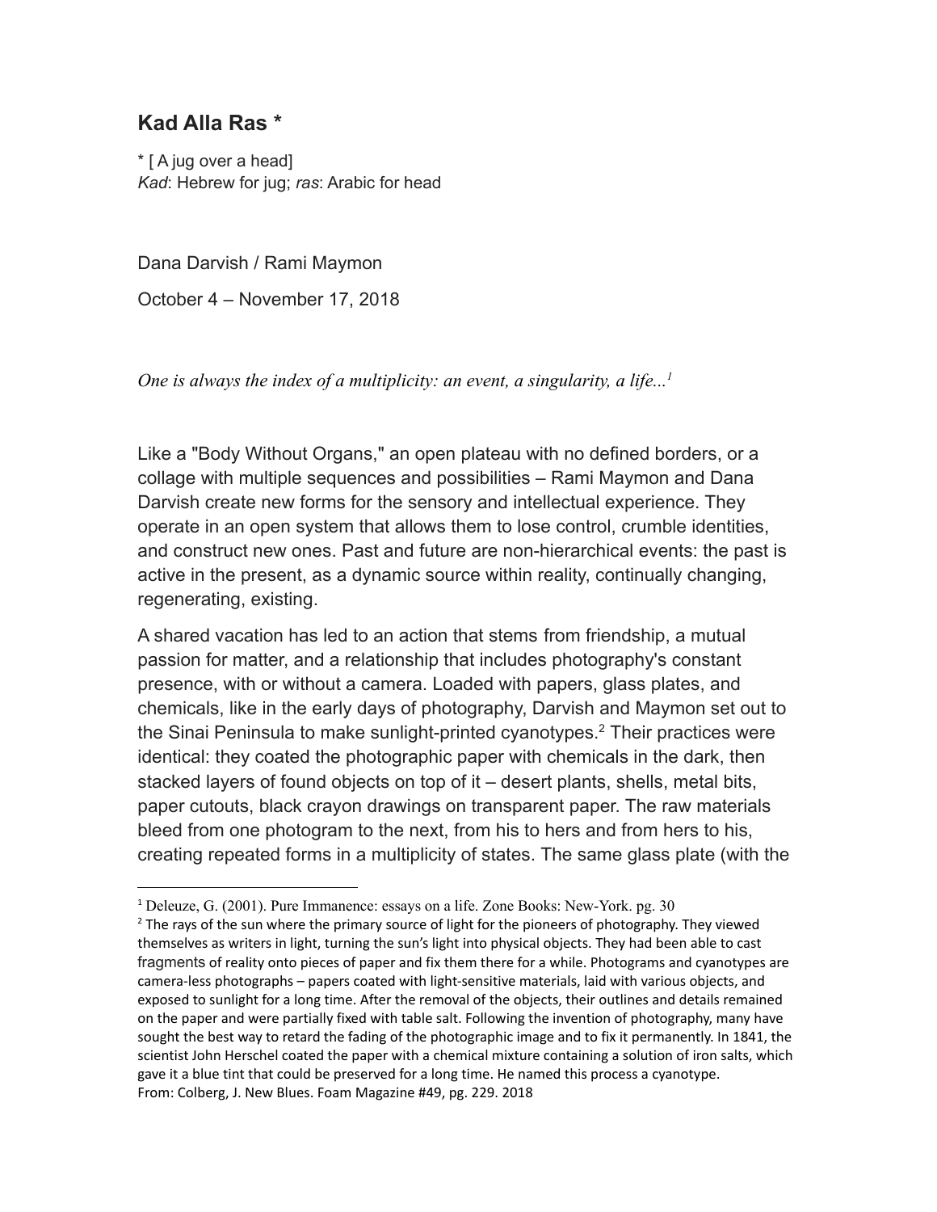## Kad Alla Ras *

* [ A jug over a head]
*Kad*: Hebrew for jug; *ras*: Arabic for head

Dana Darvish / Rami Maymon

October 4 – November 17, 2018

*One is always the index of a multiplicity: an event, a singularity, a life...*[1]

Like a "Body Without Organs," an open plateau with no defined borders, or a collage with multiple sequences and possibilities – Rami Maymon and Dana Darvish create new forms for the sensory and intellectual experience. They operate in an open system that allows them to lose control, crumble identities, and construct new ones. Past and future are non-hierarchical events: the past is active in the present, as a dynamic source within reality, continually changing, regenerating, existing.

A shared vacation has led to an action that stems from friendship, a mutual passion for matter, and a relationship that includes photography's constant presence, with or without a camera. Loaded with papers, glass plates, and chemicals, like in the early days of photography, Darvish and Maymon set out to the Sinai Peninsula to make sunlight-printed cyanotypes.[2] Their practices were identical: they coated the photographic paper with chemicals in the dark, then stacked layers of found objects on top of it – desert plants, shells, metal bits, paper cutouts, black crayon drawings on transparent paper. The raw materials bleed from one photogram to the next, from his to hers and from hers to his, creating repeated forms in a multiplicity of states. The same glass plate (with the

---

[1] Deleuze, G. (2001). Pure Immanence: essays on a life. Zone Books: New-York. pg. 30

[2] The rays of the sun where the primary source of light for the pioneers of photography. They viewed themselves as writers in light, turning the sun's light into physical objects. They had been able to cast fragments of reality onto pieces of paper and fix them there for a while. Photograms and cyanotypes are camera-less photographs – papers coated with light-sensitive materials, laid with various objects, and exposed to sunlight for a long time. After the removal of the objects, their outlines and details remained on the paper and were partially fixed with table salt. Following the invention of photography, many have sought the best way to retard the fading of the photographic image and to fix it permanently. In 1841, the scientist John Herschel coated the paper with a chemical mixture containing a solution of iron salts, which gave it a blue tint that could be preserved for a long time. He named this process a cyanotype.
From: Colberg, J. New Blues. Foam Magazine #49, pg. 229. 2018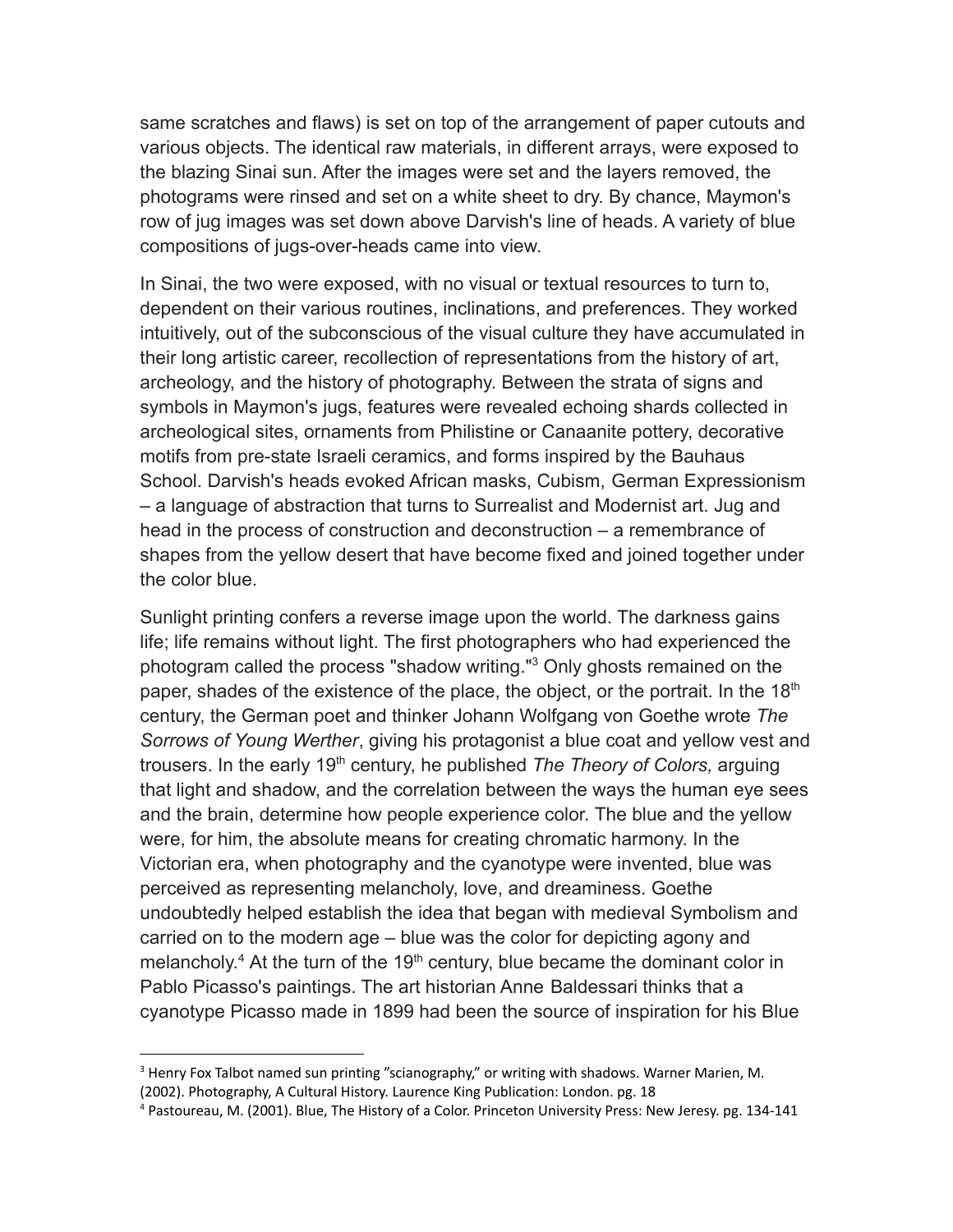same scratches and flaws) is set on top of the arrangement of paper cutouts and various objects. The identical raw materials, in different arrays, were exposed to the blazing Sinai sun. After the images were set and the layers removed, the photograms were rinsed and set on a white sheet to dry. By chance, Maymon's row of jug images was set down above Darvish's line of heads. A variety of blue compositions of jugs-over-heads came into view.

In Sinai, the two were exposed, with no visual or textual resources to turn to, dependent on their various routines, inclinations, and preferences. They worked intuitively, out of the subconscious of the visual culture they have accumulated in their long artistic career, recollection of representations from the history of art, archeology, and the history of photography. Between the strata of signs and symbols in Maymon's jugs, features were revealed echoing shards collected in archeological sites, ornaments from Philistine or Canaanite pottery, decorative motifs from pre-state Israeli ceramics, and forms inspired by the Bauhaus School. Darvish's heads evoked African masks, Cubism, German Expressionism – a language of abstraction that turns to Surrealist and Modernist art. Jug and head in the process of construction and deconstruction – a remembrance of shapes from the yellow desert that have become fixed and joined together under the color blue.

Sunlight printing confers a reverse image upon the world. The darkness gains life; life remains without light. The first photographers who had experienced the photogram called the process "shadow writing."[3] Only ghosts remained on the paper, shades of the existence of the place, the object, or the portrait. In the 18th century, the German poet and thinker Johann Wolfgang von Goethe wrote *The Sorrows of Young Werther*, giving his protagonist a blue coat and yellow vest and trousers. In the early 19th century, he published *The Theory of Colors,* arguing that light and shadow, and the correlation between the ways the human eye sees and the brain, determine how people experience color. The blue and the yellow were, for him, the absolute means for creating chromatic harmony. In the Victorian era, when photography and the cyanotype were invented, blue was perceived as representing melancholy, love, and dreaminess. Goethe undoubtedly helped establish the idea that began with medieval Symbolism and carried on to the modern age – blue was the color for depicting agony and melancholy.[4] At the turn of the 19th century, blue became the dominant color in Pablo Picasso's paintings. The art historian Anne Baldessari thinks that a cyanotype Picasso made in 1899 had been the source of inspiration for his Blue

---

[3] Henry Fox Talbot named sun printing "scianography," or writing with shadows. Warner Marien, M. (2002). Photography, A Cultural History. Laurence King Publication: London. pg. 18

[4] Pastoureau, M. (2001). Blue, The History of a Color. Princeton University Press: New Jerey. pg. 134-141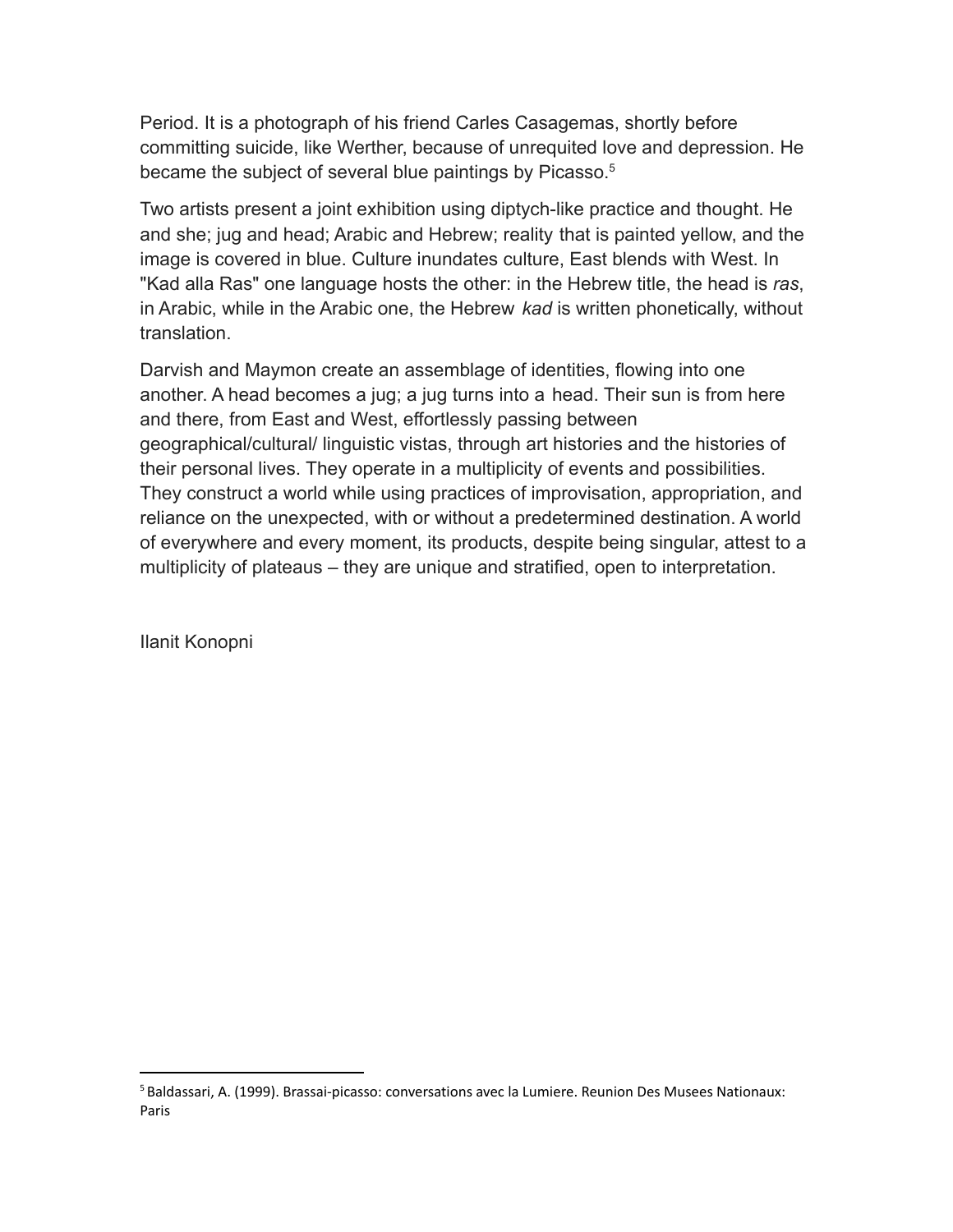Period. It is a photograph of his friend Carles Casagemas, shortly before committing suicide, like Werther, because of unrequited love and depression. He became the subject of several blue paintings by Picasso.[5]

Two artists present a joint exhibition using diptych-like practice and thought. He and she; jug and head; Arabic and Hebrew; reality that is painted yellow, and the image is covered in blue. Culture inundates culture, East blends with West. In "Kad alla Ras" one language hosts the other: in the Hebrew title, the head is *ras*, in Arabic, while in the Arabic one, the Hebrew *kad* is written phonetically, without translation.

Darvish and Maymon create an assemblage of identities, flowing into one another. A head becomes a jug; a jug turns into a head. Their sun is from here and there, from East and West, effortlessly passing between geographical/cultural/ linguistic vistas, through art histories and the histories of their personal lives. They operate in a multiplicity of events and possibilities. They construct a world while using practices of improvisation, appropriation, and reliance on the unexpected, with or without a predetermined destination. A world of everywhere and every moment, its products, despite being singular, attest to a multiplicity of plateaus – they are unique and stratified, open to interpretation.

Ilanit Konopni

---

[5] Baldassari, A. (1999). Brassai-picasso: conversations avec la Lumiere. Reunion Des Musees Nationaux: Paris